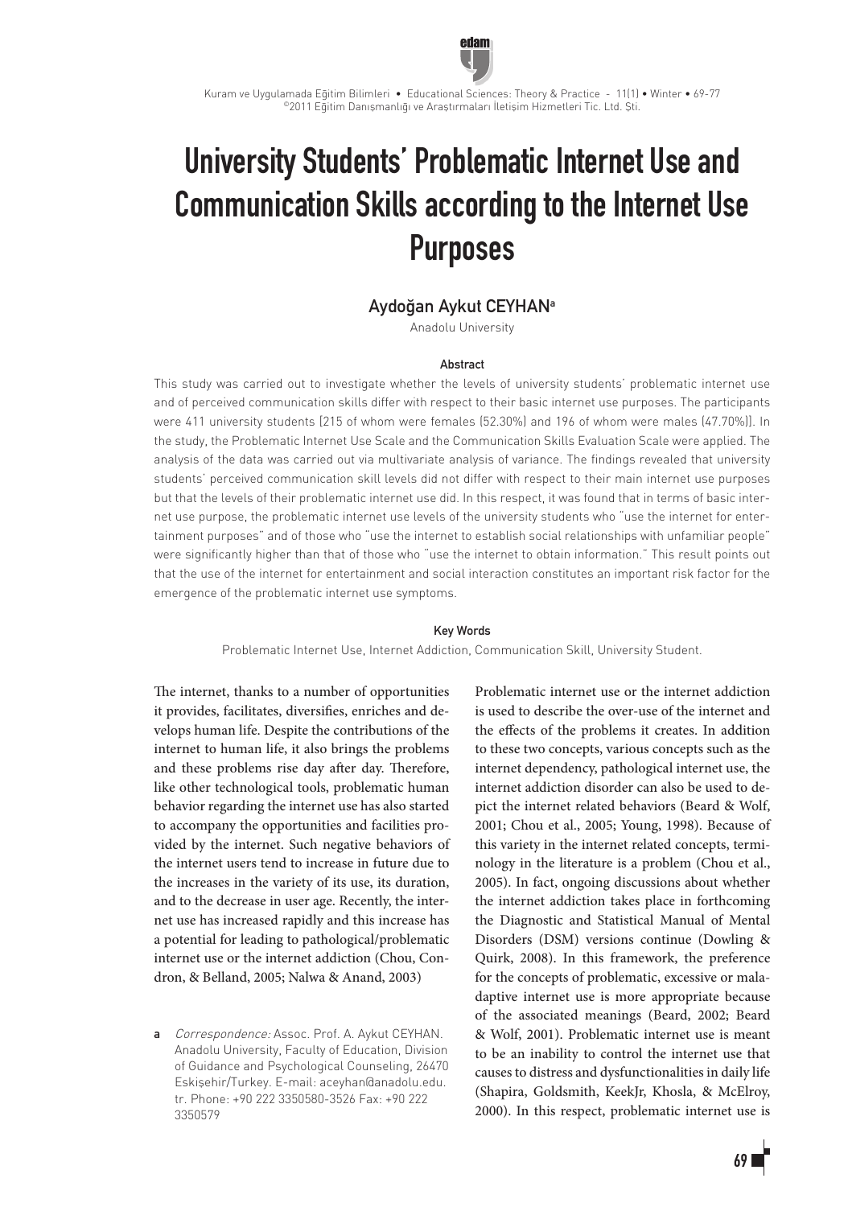# University Students' Problematic Internet Use and Communication Skills according to the Internet Use Purposes

**Aydoğan Aykut CEYHAN**[a]

Anadolu University

### Abstract

This study was carried out to investigate whether the levels of university students' problematic internet use and of perceived communication skills differ with respect to their basic internet use purposes. The participants were 411 university students [215 of whom were females (52.30%) and 196 of whom were males (47.70%)]. In the study, the Problematic Internet Use Scale and the Communication Skills Evaluation Scale were applied. The analysis of the data was carried out via multivariate analysis of variance. The findings revealed that university students' perceived communication skill levels did not differ with respect to their main internet use purposes but that the levels of their problematic internet use did. In this respect, it was found that in terms of basic internet use purpose, the problematic internet use levels of the university students who "use the internet for entertainment purposes" and of those who "use the internet to establish social relationships with unfamiliar people" were significantly higher than that of those who "use the internet to obtain information." This result points out that the use of the internet for entertainment and social interaction constitutes an important risk factor for the emergence of the problematic internet use symptoms.

### Key Words

Problematic Internet Use, Internet Addiction, Communication Skill, University Student.

The internet, thanks to a number of opportunities it provides, facilitates, diversifies, enriches and develops human life. Despite the contributions of the internet to human life, it also brings the problems and these problems rise day after day. Therefore, like other technological tools, problematic human behavior regarding the internet use has also started to accompany the opportunities and facilities provided by the internet. Such negative behaviors of the internet users tend to increase in future due to the increases in the variety of its use, its duration, and to the decrease in user age. Recently, the internet use has increased rapidly and this increase has a potential for leading to pathological/problematic internet use or the internet addiction (Chou, Condron, & Belland, 2005; Nalwa & Anand, 2003)

Problematic internet use or the internet addiction is used to describe the over-use of the internet and the effects of the problems it creates. In addition to these two concepts, various concepts such as the internet dependency, pathological internet use, the internet addiction disorder can also be used to depict the internet related behaviors (Beard & Wolf, 2001; Chou et al., 2005; Young, 1998). Because of this variety in the internet related concepts, terminology in the literature is a problem (Chou et al., 2005). In fact, ongoing discussions about whether the internet addiction takes place in forthcoming the Diagnostic and Statistical Manual of Mental Disorders (DSM) versions continue (Dowling & Quirk, 2008). In this framework, the preference for the concepts of problematic, excessive or maladaptive internet use is more appropriate because of the associated meanings (Beard, 2002; Beard & Wolf, 2001). Problematic internet use is meant to be an inability to control the internet use that causes to distress and dysfunctionalities in daily life (Shapira, Goldsmith, KeekJr, Khosla, & McElroy, 2000). In this respect, problematic internet use is

[a] *Correspondence:* Assoc. Prof. A. Aykut CEYHAN. Anadolu University, Faculty of Education, Division of Guidance and Psychological Counseling, 26470 Eskişehir/Turkey. E-mail: aceyhan@anadolu.edu.tr. Phone: +90 222 3350580-3526 Fax: +90 222 3350579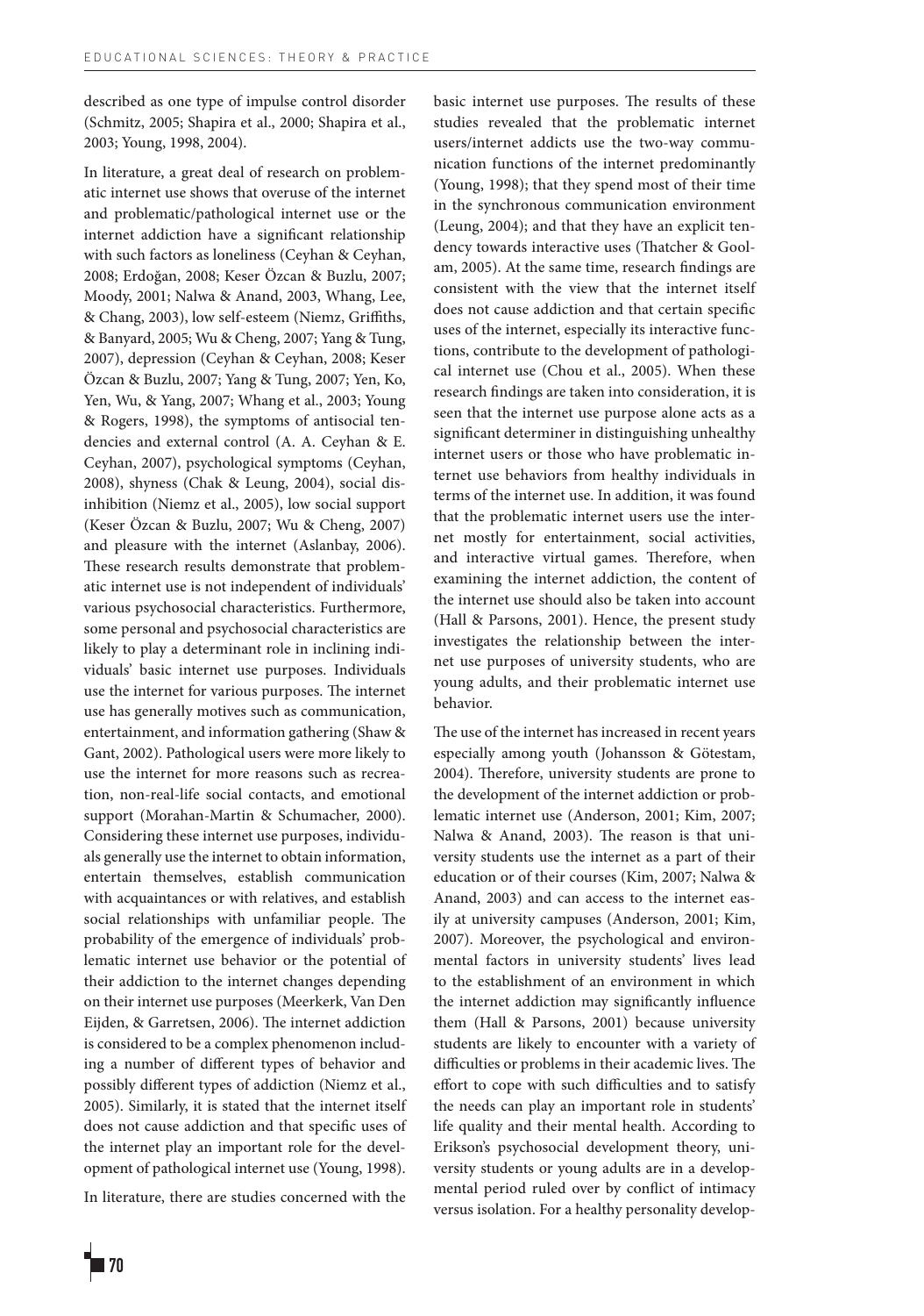described as one type of impulse control disorder (Schmitz, 2005; Shapira et al., 2000; Shapira et al., 2003; Young, 1998, 2004).

In literature, a great deal of research on problematic internet use shows that overuse of the internet and problematic/pathological internet use or the internet addiction have a significant relationship with such factors as loneliness (Ceyhan & Ceyhan, 2008; Erdoğan, 2008; Keser Özcan & Buzlu, 2007; Moody, 2001; Nalwa & Anand, 2003, Whang, Lee, & Chang, 2003), low self-esteem (Niemz, Griffiths, & Banyard, 2005; Wu & Cheng, 2007; Yang & Tung, 2007), depression (Ceyhan & Ceyhan, 2008; Keser Özcan & Buzlu, 2007; Yang & Tung, 2007; Yen, Ko, Yen, Wu, & Yang, 2007; Whang et al., 2003; Young & Rogers, 1998), the symptoms of antisocial tendencies and external control (A. A. Ceyhan & E. Ceyhan, 2007), psychological symptoms (Ceyhan, 2008), shyness (Chak & Leung, 2004), social disinhibition (Niemz et al., 2005), low social support (Keser Özcan & Buzlu, 2007; Wu & Cheng, 2007) and pleasure with the internet (Aslanbay, 2006). These research results demonstrate that problematic internet use is not independent of individuals' various psychosocial characteristics. Furthermore, some personal and psychosocial characteristics are likely to play a determinant role in inclining individuals' basic internet use purposes. Individuals use the internet for various purposes. The internet use has generally motives such as communication, entertainment, and information gathering (Shaw & Gant, 2002). Pathological users were more likely to use the internet for more reasons such as recreation, non-real-life social contacts, and emotional support (Morahan-Martin & Schumacher, 2000). Considering these internet use purposes, individuals generally use the internet to obtain information, entertain themselves, establish communication with acquaintances or with relatives, and establish social relationships with unfamiliar people. The probability of the emergence of individuals' problematic internet use behavior or the potential of their addiction to the internet changes depending on their internet use purposes (Meerkerk, Van Den Eijden, & Garretsen, 2006). The internet addiction is considered to be a complex phenomenon including a number of different types of behavior and possibly different types of addiction (Niemz et al., 2005). Similarly, it is stated that the internet itself does not cause addiction and that specific uses of the internet play an important role for the development of pathological internet use (Young, 1998).

In literature, there are studies concerned with the basic internet use purposes. The results of these studies revealed that the problematic internet users/internet addicts use the two-way communication functions of the internet predominantly (Young, 1998); that they spend most of their time in the synchronous communication environment (Leung, 2004); and that they have an explicit tendency towards interactive uses (Thatcher & Goolam, 2005). At the same time, research findings are consistent with the view that the internet itself does not cause addiction and that certain specific uses of the internet, especially its interactive functions, contribute to the development of pathological internet use (Chou et al., 2005). When these research findings are taken into consideration, it is seen that the internet use purpose alone acts as a significant determiner in distinguishing unhealthy internet users or those who have problematic internet use behaviors from healthy individuals in terms of the internet use. In addition, it was found that the problematic internet users use the internet mostly for entertainment, social activities, and interactive virtual games. Therefore, when examining the internet addiction, the content of the internet use should also be taken into account (Hall & Parsons, 2001). Hence, the present study investigates the relationship between the internet use purposes of university students, who are young adults, and their problematic internet use behavior.

The use of the internet has increased in recent years especially among youth (Johansson & Götestam, 2004). Therefore, university students are prone to the development of the internet addiction or problematic internet use (Anderson, 2001; Kim, 2007; Nalwa & Anand, 2003). The reason is that university students use the internet as a part of their education or of their courses (Kim, 2007; Nalwa & Anand, 2003) and can access to the internet easily at university campuses (Anderson, 2001; Kim, 2007). Moreover, the psychological and environmental factors in university students' lives lead to the establishment of an environment in which the internet addiction may significantly influence them (Hall & Parsons, 2001) because university students are likely to encounter with a variety of difficulties or problems in their academic lives. The effort to cope with such difficulties and to satisfy the needs can play an important role in students' life quality and their mental health. According to Erikson's psychosocial development theory, university students or young adults are in a developmental period ruled over by conflict of intimacy versus isolation. For a healthy personality develop-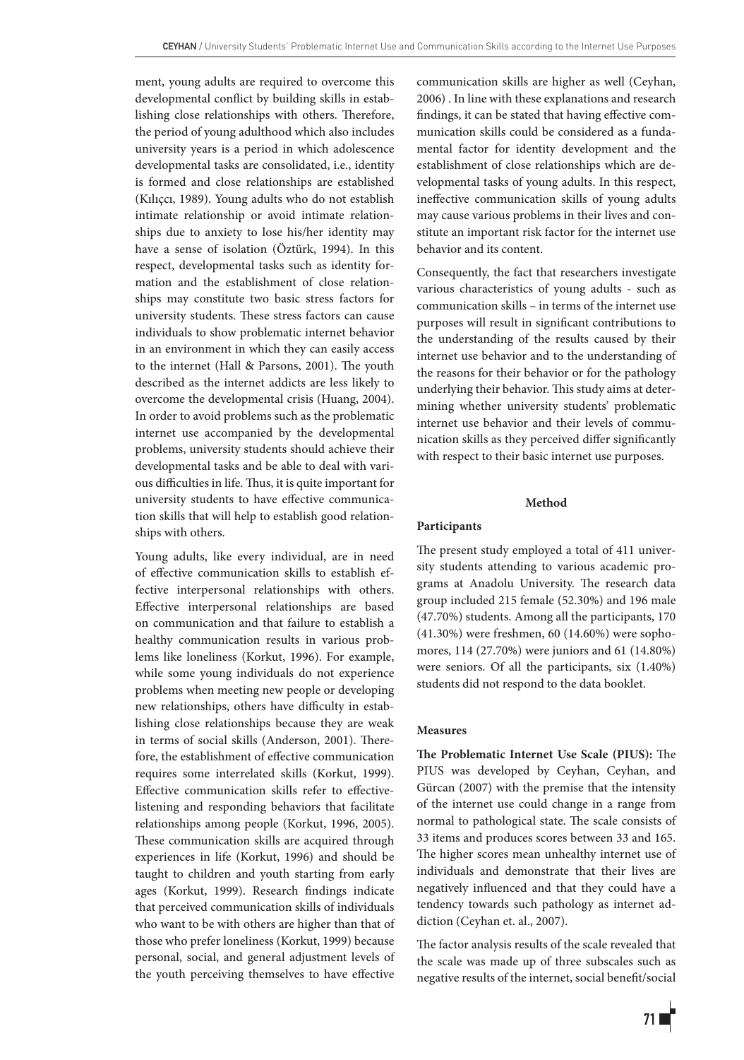ment, young adults are required to overcome this developmental conflict by building skills in establishing close relationships with others. Therefore, the period of young adulthood which also includes university years is a period in which adolescence developmental tasks are consolidated, i.e., identity is formed and close relationships are established (Kılıççı, 1989). Young adults who do not establish intimate relationship or avoid intimate relationships due to anxiety to lose his/her identity may have a sense of isolation (Öztürk, 1994). In this respect, developmental tasks such as identity formation and the establishment of close relationships may constitute two basic stress factors for university students. These stress factors can cause individuals to show problematic internet behavior in an environment in which they can easily access to the internet (Hall & Parsons, 2001). The youth described as the internet addicts are less likely to overcome the developmental crisis (Huang, 2004). In order to avoid problems such as the problematic internet use accompanied by the developmental problems, university students should achieve their developmental tasks and be able to deal with various difficulties in life. Thus, it is quite important for university students to have effective communication skills that will help to establish good relationships with others.

Young adults, like every individual, are in need of effective communication skills to establish effective interpersonal relationships with others. Effective interpersonal relationships are based on communication and that failure to establish a healthy communication results in various problems like loneliness (Korkut, 1996). For example, while some young individuals do not experience problems when meeting new people or developing new relationships, others have difficulty in establishing close relationships because they are weak in terms of social skills (Anderson, 2001). Therefore, the establishment of effective communication requires some interrelated skills (Korkut, 1999). Effective communication skills refer to effective-listening and responding behaviors that facilitate relationships among people (Korkut, 1996, 2005). These communication skills are acquired through experiences in life (Korkut, 1996) and should be taught to children and youth starting from early ages (Korkut, 1999). Research findings indicate that perceived communication skills of individuals who want to be with others are higher than that of those who prefer loneliness (Korkut, 1999) because personal, social, and general adjustment levels of the youth perceiving themselves to have effective communication skills are higher as well (Ceyhan, 2006) . In line with these explanations and research findings, it can be stated that having effective communication skills could be considered as a fundamental factor for identity development and the establishment of close relationships which are developmental tasks of young adults. In this respect, ineffective communication skills of young adults may cause various problems in their lives and constitute an important risk factor for the internet use behavior and its content.

Consequently, the fact that researchers investigate various characteristics of young adults - such as communication skills – in terms of the internet use purposes will result in significant contributions to the understanding of the results caused by their internet use behavior and to the understanding of the reasons for their behavior or for the pathology underlying their behavior. This study aims at determining whether university students' problematic internet use behavior and their levels of communication skills as they perceived differ significantly with respect to their basic internet use purposes.

## Method

### Participants

The present study employed a total of 411 university students attending to various academic programs at Anadolu University. The research data group included 215 female (52.30%) and 196 male (47.70%) students. Among all the participants, 170 (41.30%) were freshmen, 60 (14.60%) were sophomores, 114 (27.70%) were juniors and 61 (14.80%) were seniors. Of all the participants, six (1.40%) students did not respond to the data booklet.

### Measures

**The Problematic Internet Use Scale (PIUS):** The PIUS was developed by Ceyhan, Ceyhan, and Gürcan (2007) with the premise that the intensity of the internet use could change in a range from normal to pathological state. The scale consists of 33 items and produces scores between 33 and 165. The higher scores mean unhealthy internet use of individuals and demonstrate that their lives are negatively influenced and that they could have a tendency towards such pathology as internet addiction (Ceyhan et. al., 2007).

The factor analysis results of the scale revealed that the scale was made up of three subscales such as negative results of the internet, social benefit/social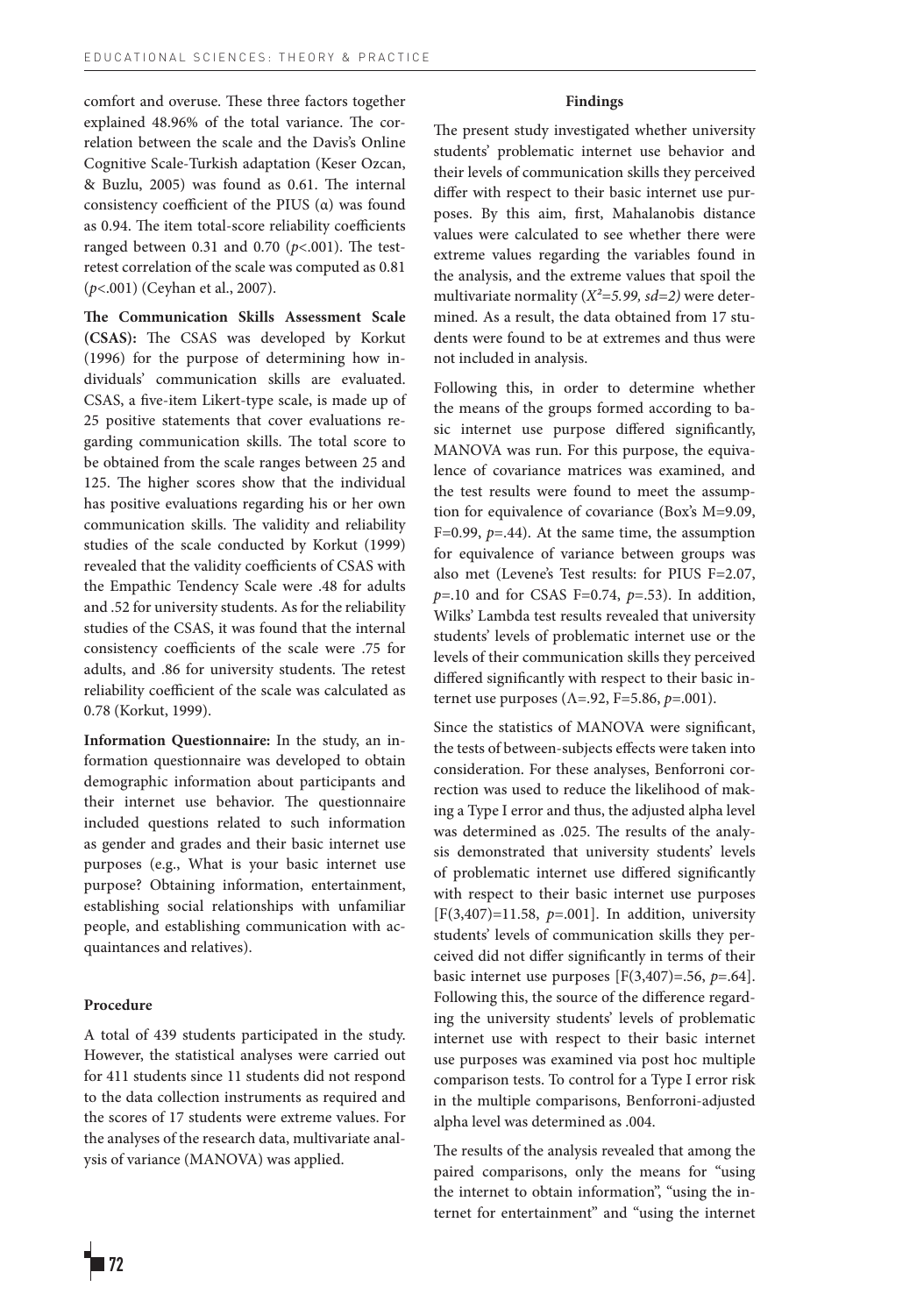comfort and overuse. These three factors together explained 48.96% of the total variance. The correlation between the scale and the Davis's Online Cognitive Scale-Turkish adaptation (Keser Ozcan, & Buzlu, 2005) was found as 0.61. The internal consistency coefficient of the PIUS (α) was found as 0.94. The item total-score reliability coefficients ranged between 0.31 and 0.70 ($p$<.001). The test-retest correlation of the scale was computed as 0.81 ($p$<.001) (Ceyhan et al., 2007).

**The Communication Skills Assessment Scale (CSAS):** The CSAS was developed by Korkut (1996) for the purpose of determining how individuals' communication skills are evaluated. CSAS, a five-item Likert-type scale, is made up of 25 positive statements that cover evaluations regarding communication skills. The total score to be obtained from the scale ranges between 25 and 125. The higher scores show that the individual has positive evaluations regarding his or her own communication skills. The validity and reliability studies of the scale conducted by Korkut (1999) revealed that the validity coefficients of CSAS with the Empathic Tendency Scale were .48 for adults and .52 for university students. As for the reliability studies of the CSAS, it was found that the internal consistency coefficients of the scale were .75 for adults, and .86 for university students. The retest reliability coefficient of the scale was calculated as 0.78 (Korkut, 1999).

**Information Questionnaire:** In the study, an information questionnaire was developed to obtain demographic information about participants and their internet use behavior. The questionnaire included questions related to such information as gender and grades and their basic internet use purposes (e.g., What is your basic internet use purpose? Obtaining information, entertainment, establishing social relationships with unfamiliar people, and establishing communication with acquaintances and relatives).

### Procedure

A total of 439 students participated in the study. However, the statistical analyses were carried out for 411 students since 11 students did not respond to the data collection instruments as required and the scores of 17 students were extreme values. For the analyses of the research data, multivariate analysis of variance (MANOVA) was applied.

### Findings

The present study investigated whether university students' problematic internet use behavior and their levels of communication skills they perceived differ with respect to their basic internet use purposes. By this aim, first, Mahalanobis distance values were calculated to see whether there were extreme values regarding the variables found in the analysis, and the extreme values that spoil the multivariate normality (*$X^2$=5.99, sd=2)* were determined. As a result, the data obtained from 17 students were found to be at extremes and thus were not included in analysis.

Following this, in order to determine whether the means of the groups formed according to basic internet use purpose differed significantly, MANOVA was run. For this purpose, the equivalence of covariance matrices was examined, and the test results were found to meet the assumption for equivalence of covariance (Box's M=9.09, F=0.99, $p$=.44). At the same time, the assumption for equivalence of variance between groups was also met (Levene's Test results: for PIUS F=2.07, $p$=.10 and for CSAS F=0.74, $p$=.53). In addition, Wilks' Lambda test results revealed that university students' levels of problematic internet use or the levels of their communication skills they perceived differed significantly with respect to their basic internet use purposes (Λ=.92, F=5.86, $p$=.001).

Since the statistics of MANOVA were significant, the tests of between-subjects effects were taken into consideration. For these analyses, Benforroni correction was used to reduce the likelihood of making a Type I error and thus, the adjusted alpha level was determined as .025. The results of the analysis demonstrated that university students' levels of problematic internet use differed significantly with respect to their basic internet use purposes [F(3,407)=11.58, $p$=.001]. In addition, university students' levels of communication skills they perceived did not differ significantly in terms of their basic internet use purposes [F(3,407)=.56, $p$=.64]. Following this, the source of the difference regarding the university students' levels of problematic internet use with respect to their basic internet use purposes was examined via post hoc multiple comparison tests. To control for a Type I error risk in the multiple comparisons, Benforroni-adjusted alpha level was determined as .004.

The results of the analysis revealed that among the paired comparisons, only the means for "using the internet to obtain information", "using the internet for entertainment" and "using the internet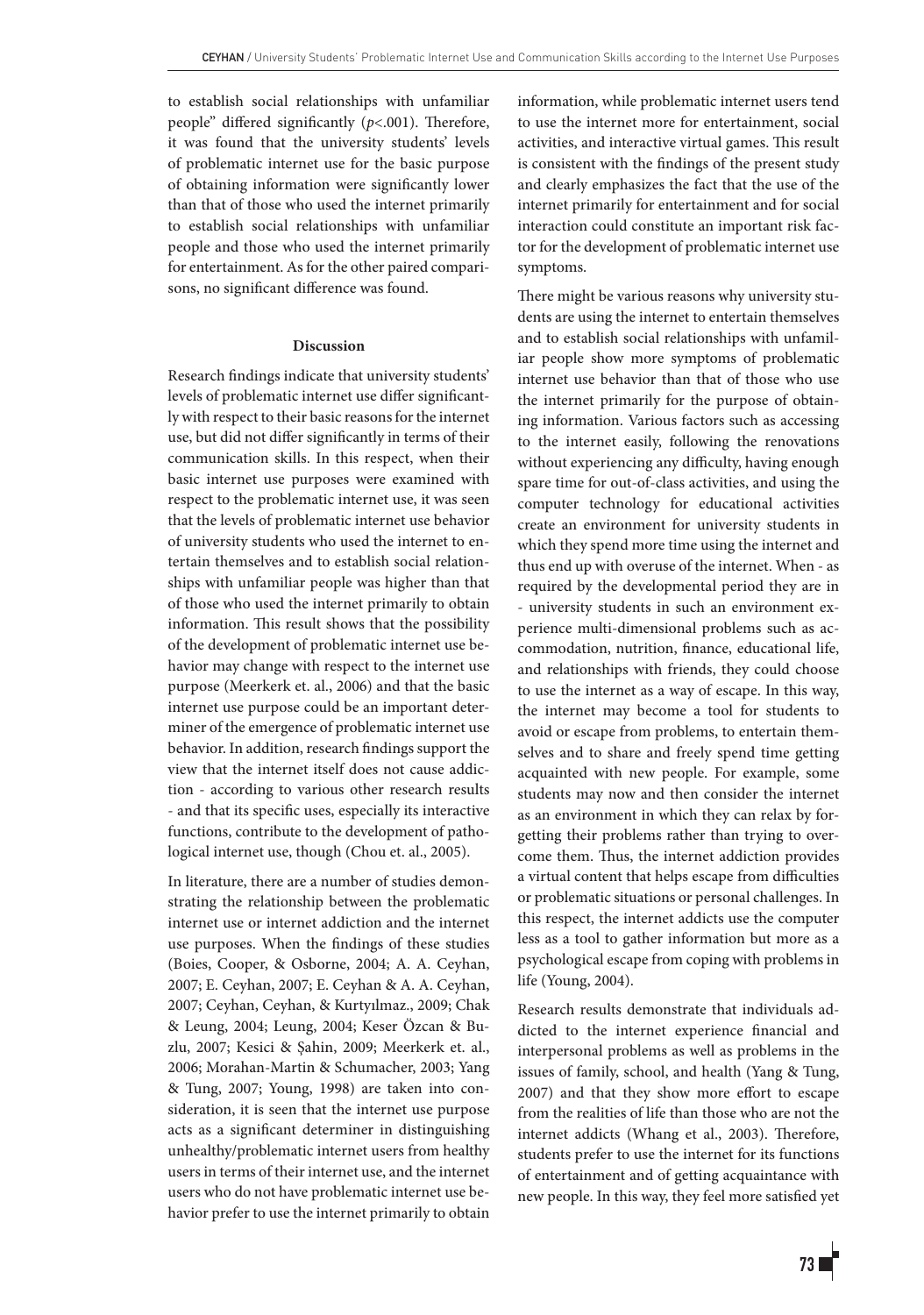to establish social relationships with unfamiliar people" differed significantly ($p$<.001). Therefore, it was found that the university students' levels of problematic internet use for the basic purpose of obtaining information were significantly lower than that of those who used the internet primarily to establish social relationships with unfamiliar people and those who used the internet primarily for entertainment. As for the other paired comparisons, no significant difference was found.

## Discussion

Research findings indicate that university students' levels of problematic internet use differ significantly with respect to their basic reasons for the internet use, but did not differ significantly in terms of their communication skills. In this respect, when their basic internet use purposes were examined with respect to the problematic internet use, it was seen that the levels of problematic internet use behavior of university students who used the internet to entertain themselves and to establish social relationships with unfamiliar people was higher than that of those who used the internet primarily to obtain information. This result shows that the possibility of the development of problematic internet use behavior may change with respect to the internet use purpose (Meerkerk et. al., 2006) and that the basic internet use purpose could be an important determiner of the emergence of problematic internet use behavior. In addition, research findings support the view that the internet itself does not cause addiction - according to various other research results - and that its specific uses, especially its interactive functions, contribute to the development of pathological internet use, though (Chou et. al., 2005).

In literature, there are a number of studies demonstrating the relationship between the problematic internet use or internet addiction and the internet use purposes. When the findings of these studies (Boies, Cooper, & Osborne, 2004; A. A. Ceyhan, 2007; E. Ceyhan, 2007; E. Ceyhan & A. A. Ceyhan, 2007; Ceyhan, Ceyhan, & Kurtyılmaz., 2009; Chak & Leung, 2004; Leung, 2004; Keser Özcan & Buzlu, 2007; Kesici & Şahin, 2009; Meerkerk et. al., 2006; Morahan-Martin & Schumacher, 2003; Yang & Tung, 2007; Young, 1998) are taken into consideration, it is seen that the internet use purpose acts as a significant determiner in distinguishing unhealthy/problematic internet users from healthy users in terms of their internet use, and the internet users who do not have problematic internet use behavior prefer to use the internet primarily to obtain information, while problematic internet users tend to use the internet more for entertainment, social activities, and interactive virtual games. This result is consistent with the findings of the present study and clearly emphasizes the fact that the use of the internet primarily for entertainment and for social interaction could constitute an important risk factor for the development of problematic internet use symptoms.

There might be various reasons why university students are using the internet to entertain themselves and to establish social relationships with unfamiliar people show more symptoms of problematic internet use behavior than that of those who use the internet primarily for the purpose of obtaining information. Various factors such as accessing to the internet easily, following the renovations without experiencing any difficulty, having enough spare time for out-of-class activities, and using the computer technology for educational activities create an environment for university students in which they spend more time using the internet and thus end up with overuse of the internet. When - as required by the developmental period they are in - university students in such an environment experience multi-dimensional problems such as accommodation, nutrition, finance, educational life, and relationships with friends, they could choose to use the internet as a way of escape. In this way, the internet may become a tool for students to avoid or escape from problems, to entertain themselves and to share and freely spend time getting acquainted with new people. For example, some students may now and then consider the internet as an environment in which they can relax by forgetting their problems rather than trying to overcome them. Thus, the internet addiction provides a virtual content that helps escape from difficulties or problematic situations or personal challenges. In this respect, the internet addicts use the computer less as a tool to gather information but more as a psychological escape from coping with problems in life (Young, 2004).

Research results demonstrate that individuals addicted to the internet experience financial and interpersonal problems as well as problems in the issues of family, school, and health (Yang & Tung, 2007) and that they show more effort to escape from the realities of life than those who are not the internet addicts (Whang et al., 2003). Therefore, students prefer to use the internet for its functions of entertainment and of getting acquaintance with new people. In this way, they feel more satisfied yet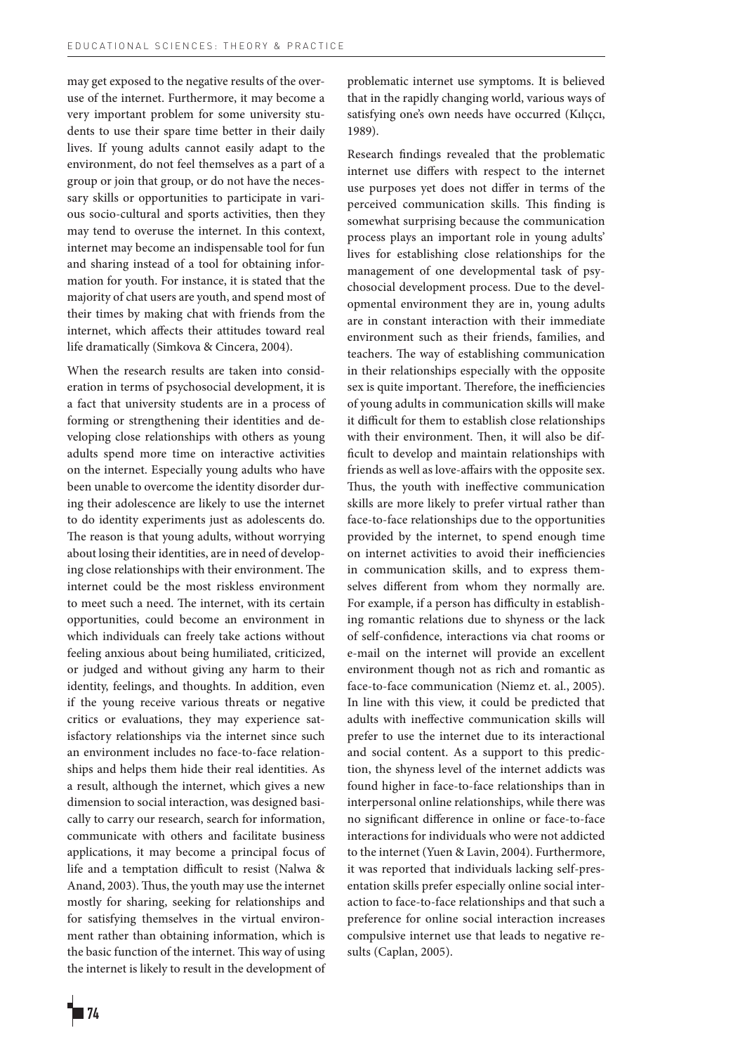may get exposed to the negative results of the overuse of the internet. Furthermore, it may become a very important problem for some university students to use their spare time better in their daily lives. If young adults cannot easily adapt to the environment, do not feel themselves as a part of a group or join that group, or do not have the necessary skills or opportunities to participate in various socio-cultural and sports activities, then they may tend to overuse the internet. In this context, internet may become an indispensable tool for fun and sharing instead of a tool for obtaining information for youth. For instance, it is stated that the majority of chat users are youth, and spend most of their times by making chat with friends from the internet, which affects their attitudes toward real life dramatically (Simkova & Cincera, 2004).

When the research results are taken into consideration in terms of psychosocial development, it is a fact that university students are in a process of forming or strengthening their identities and developing close relationships with others as young adults spend more time on interactive activities on the internet. Especially young adults who have been unable to overcome the identity disorder during their adolescence are likely to use the internet to do identity experiments just as adolescents do. The reason is that young adults, without worrying about losing their identities, are in need of developing close relationships with their environment. The internet could be the most riskless environment to meet such a need. The internet, with its certain opportunities, could become an environment in which individuals can freely take actions without feeling anxious about being humiliated, criticized, or judged and without giving any harm to their identity, feelings, and thoughts. In addition, even if the young receive various threats or negative critics or evaluations, they may experience satisfactory relationships via the internet since such an environment includes no face-to-face relationships and helps them hide their real identities. As a result, although the internet, which gives a new dimension to social interaction, was designed basically to carry our research, search for information, communicate with others and facilitate business applications, it may become a principal focus of life and a temptation difficult to resist (Nalwa & Anand, 2003). Thus, the youth may use the internet mostly for sharing, seeking for relationships and for satisfying themselves in the virtual environment rather than obtaining information, which is the basic function of the internet. This way of using the internet is likely to result in the development of problematic internet use symptoms. It is believed that in the rapidly changing world, various ways of satisfying one's own needs have occurred (Kılıçcı, 1989).

Research findings revealed that the problematic internet use differs with respect to the internet use purposes yet does not differ in terms of the perceived communication skills. This finding is somewhat surprising because the communication process plays an important role in young adults' lives for establishing close relationships for the management of one developmental task of psychosocial development process. Due to the developmental environment they are in, young adults are in constant interaction with their immediate environment such as their friends, families, and teachers. The way of establishing communication in their relationships especially with the opposite sex is quite important. Therefore, the inefficiencies of young adults in communication skills will make it difficult for them to establish close relationships with their environment. Then, it will also be difficult to develop and maintain relationships with friends as well as love-affairs with the opposite sex. Thus, the youth with ineffective communication skills are more likely to prefer virtual rather than face-to-face relationships due to the opportunities provided by the internet, to spend enough time on internet activities to avoid their inefficiencies in communication skills, and to express themselves different from whom they normally are. For example, if a person has difficulty in establishing romantic relations due to shyness or the lack of self-confidence, interactions via chat rooms or e-mail on the internet will provide an excellent environment though not as rich and romantic as face-to-face communication (Niemz et. al., 2005). In line with this view, it could be predicted that adults with ineffective communication skills will prefer to use the internet due to its interactional and social content. As a support to this prediction, the shyness level of the internet addicts was found higher in face-to-face relationships than in interpersonal online relationships, while there was no significant difference in online or face-to-face interactions for individuals who were not addicted to the internet (Yuen & Lavin, 2004). Furthermore, it was reported that individuals lacking self-presentation skills prefer especially online social interaction to face-to-face relationships and that such a preference for online social interaction increases compulsive internet use that leads to negative results (Caplan, 2005).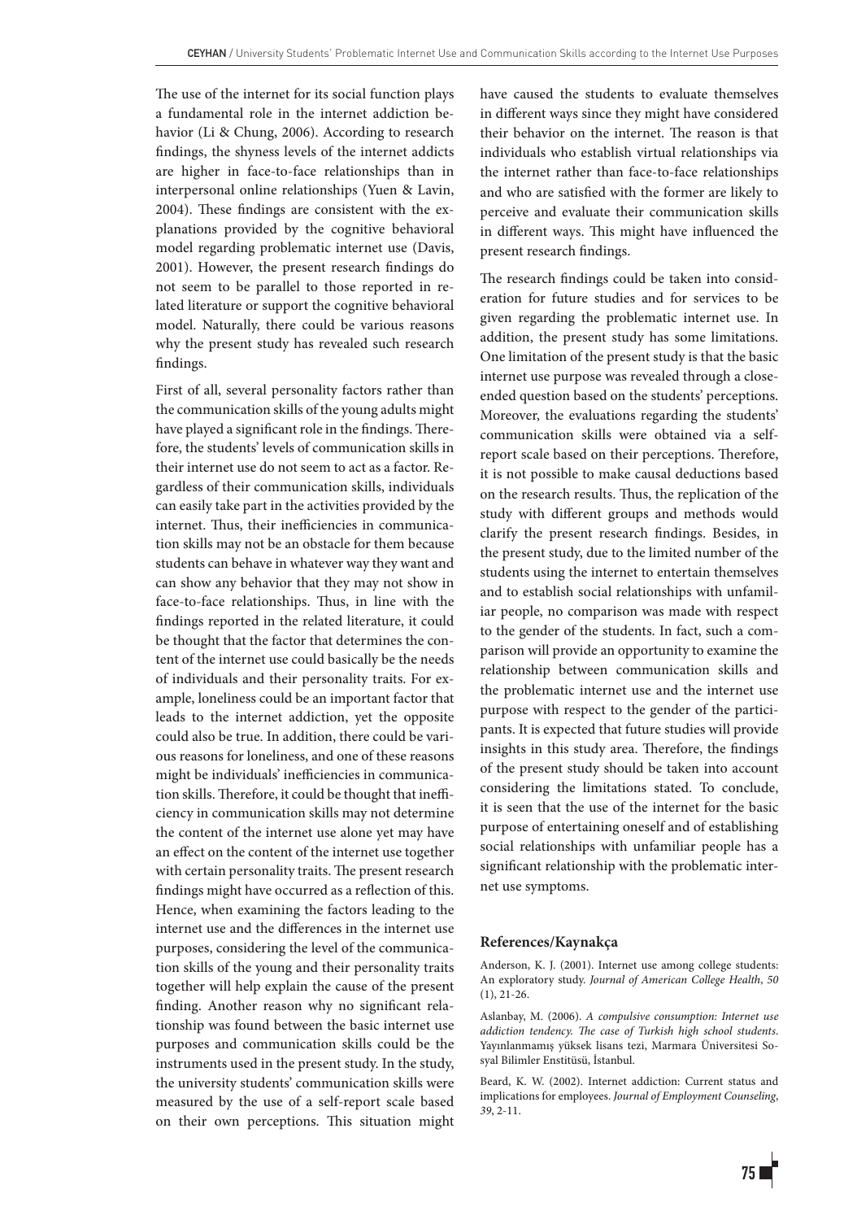The use of the internet for its social function plays a fundamental role in the internet addiction behavior (Li & Chung, 2006). According to research findings, the shyness levels of the internet addicts are higher in face-to-face relationships than in interpersonal online relationships (Yuen & Lavin, 2004). These findings are consistent with the explanations provided by the cognitive behavioral model regarding problematic internet use (Davis, 2001). However, the present research findings do not seem to be parallel to those reported in related literature or support the cognitive behavioral model. Naturally, there could be various reasons why the present study has revealed such research findings.

First of all, several personality factors rather than the communication skills of the young adults might have played a significant role in the findings. Therefore, the students' levels of communication skills in their internet use do not seem to act as a factor. Regardless of their communication skills, individuals can easily take part in the activities provided by the internet. Thus, their inefficiencies in communication skills may not be an obstacle for them because students can behave in whatever way they want and can show any behavior that they may not show in face-to-face relationships. Thus, in line with the findings reported in the related literature, it could be thought that the factor that determines the content of the internet use could basically be the needs of individuals and their personality traits. For example, loneliness could be an important factor that leads to the internet addiction, yet the opposite could also be true. In addition, there could be various reasons for loneliness, and one of these reasons might be individuals' inefficiencies in communication skills. Therefore, it could be thought that inefficiency in communication skills may not determine the content of the internet use alone yet may have an effect on the content of the internet use together with certain personality traits. The present research findings might have occurred as a reflection of this. Hence, when examining the factors leading to the internet use and the differences in the internet use purposes, considering the level of the communication skills of the young and their personality traits together will help explain the cause of the present finding. Another reason why no significant relationship was found between the basic internet use purposes and communication skills could be the instruments used in the present study. In the study, the university students' communication skills were measured by the use of a self-report scale based on their own perceptions. This situation might have caused the students to evaluate themselves in different ways since they might have considered their behavior on the internet. The reason is that individuals who establish virtual relationships via the internet rather than face-to-face relationships and who are satisfied with the former are likely to perceive and evaluate their communication skills in different ways. This might have influenced the present research findings.

The research findings could be taken into consideration for future studies and for services to be given regarding the problematic internet use. In addition, the present study has some limitations. One limitation of the present study is that the basic internet use purpose was revealed through a close-ended question based on the students' perceptions. Moreover, the evaluations regarding the students' communication skills were obtained via a self-report scale based on their perceptions. Therefore, it is not possible to make causal deductions based on the research results. Thus, the replication of the study with different groups and methods would clarify the present research findings. Besides, in the present study, due to the limited number of the students using the internet to entertain themselves and to establish social relationships with unfamiliar people, no comparison was made with respect to the gender of the students. In fact, such a comparison will provide an opportunity to examine the relationship between communication skills and the problematic internet use and the internet use purpose with respect to the gender of the participants. It is expected that future studies will provide insights in this study area. Therefore, the findings of the present study should be taken into account considering the limitations stated. To conclude, it is seen that the use of the internet for the basic purpose of entertaining oneself and of establishing social relationships with unfamiliar people has a significant relationship with the problematic internet use symptoms.

## References/Kaynakça

Anderson, K. J. (2001). Internet use among college students: An exploratory study. *Journal of American College Health*, *50* (1), 21-26.

Aslanbay, M. (2006). *A compulsive consumption: Internet use addiction tendency. The case of Turkish high school students*. Yayınlanmamış yüksek lisans tezi, Marmara Üniversitesi Sosyal Bilimler Enstitüsü, İstanbul.

Beard, K. W. (2002). Internet addiction: Current status and implications for employees. *Journal of Employment Counseling*, *39*, 2-11.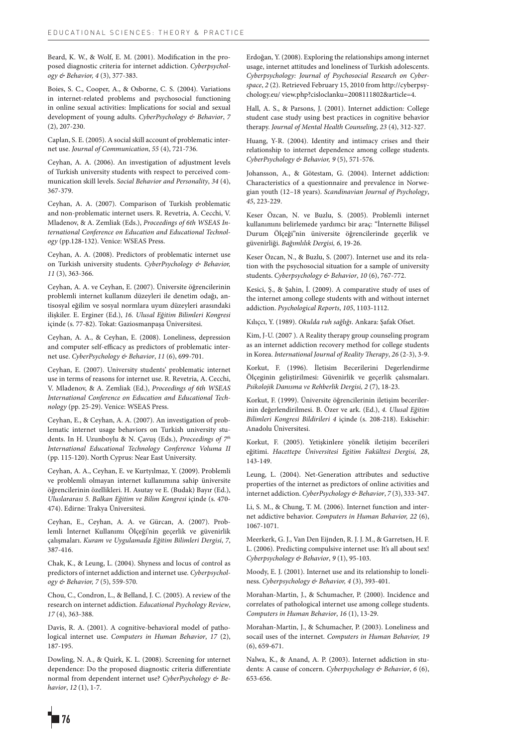Beard, K. W., & Wolf, E. M. (2001). Modification in the proposed diagnostic criteria for internet addiction. *Cyberpsychology & Behavior, 4* (3), 377-383.

Boies, S. C., Cooper, A., & Osborne, C. S. (2004). Variations in internet-related problems and psychosocial functioning in online sexual activities: Implications for social and sexual development of young adults. *CyberPsychology & Behavior*, *7* (2), 207-230.

Caplan, S. E. (2005). A social skill account of problematic internet use. *Journal of Communication*, *55* (4), 721-736.

Ceyhan, A. A. (2006). An investigation of adjustment levels of Turkish university students with respect to perceived communication skill levels. *Social Behavior and Personality*, *34* (4), 367-379.

Ceyhan, A. A. (2007). Comparison of Turkish problematic and non-problematic internet users. R. Revetria, A. Cecchi, V. Mladenov, & A. Zemliak (Eds.), *Proceedings of 6th WSEAS International Conference on Education and Educational Technology* (pp.128-132). Venice: WSEAS Press.

Ceyhan, A. A. (2008). Predictors of problematic internet use on Turkish university students. *CyberPsychology & Behavior, 11* (3), 363-366.

Ceyhan, A. A. ve Ceyhan, E. (2007). Üniversite öğrencilerinin problemli internet kullanım düzeyleri ile denetim odağı, antisosyal eğilim ve sosyal normlara uyum düzeyleri arasındaki ilişkiler. E. Erginer (Ed.), *16. Ulusal Eğitim Bilimleri Kongresi* içinde (s. 77-82). Tokat: Gaziosmanpaşa Üniversitesi.

Ceyhan, A. A., & Ceyhan, E. (2008). Loneliness, depression and computer self-efficacy as predictors of problematic internet use. *CyberPsychology & Behavior*, *11* (6), 699-701.

Ceyhan, E. (2007). University students' problematic internet use in terms of reasons for internet use. R. Revetria, A. Cecchi, V. Mladenov, & A. Zemliak (Ed.), *Proceedings of 6th WSEAS International Conference on Education and Educational Technology* (pp. 25-29). Venice: WSEAS Press.

Ceyhan, E., & Ceyhan, A. A. (2007). An investigation of problematic internet usage behaviors on Turkish university students. In H. Uzunboylu & N. Çavuş (Eds.), *Proceedings of 7th International Educational Technology Conference Voluma II* (pp. 115-120). North Cyprus: Near East University.

Ceyhan, A. A., Ceyhan, E. ve Kurtyılmaz, Y. (2009). Problemli ve problemli olmayan internet kullanımına sahip üniversite öğrencilerinin özellikleri. H. Asutay ve E. (Budak) Bayır (Ed.), *Uluslararası 5. Balkan Eğitim ve Bilim Kongresi* içinde (s. 470-474). Edirne: Trakya Üniversitesi.

Ceyhan, E., Ceyhan, A. A. ve Gürcan, A. (2007). Problemli İnternet Kullanımı Ölçeği'nin geçerlik ve güvenirlik çalışmaları. *Kuram ve Uygulamada Eğitim Bilimleri Dergisi*, *7*, 387-416.

Chak, K., & Leung, L. (2004). Shyness and locus of control as predictors of internet addiction and internet use. *Cyberpsychology & Behavior, 7* (5), 559-570.

Chou, C., Condron, L., & Belland, J. C. (2005). A review of the research on internet addiction. *Educational Psychology Review*, *17* (4), 363-388.

Davis, R. A. (2001). A cognitive-behavioral model of pathological internet use. *Computers in Human Behavior*, *17* (2), 187-195.

Dowling, N. A., & Quirk, K. L. (2008). Screening for ınternet dependence: Do the proposed diagnostic criteria differentiate normal from dependent internet use? *CyberPsychology & Behavior*, *12* (1), 1-7.

Erdoğan, Y. (2008). Exploring the relationships among internet usage, internet attitudes and loneliness of Turkish adolescents. *Cyberpsychology: Journal of Psychosocial Research on Cyberspace*, *2* (2). Retrieved February 15, 2010 from http://cyberpsychology.eu/ view.php?cisloclanku=2008111802&article=4.

Hall, A. S., & Parsons, J. (2001). Internet addiction: College student case study using best practices in cognitive behavior therapy. *Journal of Mental Health Counseling*, *23* (4), 312-327.

Huang, Y-R. (2004). Identity and intimacy crises and their relationship to internet dependence among college students. *CyberPsychology & Behavior, 9* (5), 571-576.

Johansson, A., & Götestam, G. (2004). Internet addiction: Characteristics of a questionnaire and prevalence in Norwegian youth (12–18 years). *Scandinavian Journal of Psychology*, *45*, 223-229.

Keser Özcan, N. ve Buzlu, S. (2005). Problemli internet kullanımını belirlemede yardımcı bir araç: "İnternette Bilişsel Durum Ölçeği"nin üniversite öğrencilerinde geçerlik ve güvenirliği. *Bağımlılık Dergisi, 6*, 19-26.

Keser Özcan, N., & Buzlu, S. (2007). Internet use and its relation with the psychosocial situation for a sample of university students. *Cyberpsychology & Behavior*, *10* (6), 767-772.

Kesici, Ş., & Şahin, İ. (2009). A comparative study of uses of the internet among college students with and without internet addiction. *Psychological Reports*, *105*, 1103-1112.

Kılıçcı, Y. (1989). *Okulda ruh sağlığı*. Ankara: Şafak Ofset.

Kim, J-U. (2007 ). A Reality therapy group counseling program as an internet addiction recovery method for college students in Korea. *International Journal of Reality Therapy*, *26* (2-3), 3-9.

Korkut, F. (1996). İletisim Becerilerini Degerlendirme Ölçeginin geliştirilmesi: Güvenirlik ve geçerlik çalısmaları. *Psikolojik Danısma ve Rehberlik Dergisi, 2* (7), 18-23.

Korkut, F. (1999). Üniversite öğrencilerinin iletişim becerilerinin değerlendirilmesi. B. Özer ve ark. (Ed.), *4. Ulusal Eğitim Bilimleri Kongresi Bildirileri 4* içinde (s. 208-218). Eskisehir: Anadolu Üniversitesi.

Korkut, F. (2005). Yetişkinlere yönelik iletişim becerileri eğitimi. *Hacettepe Üniversitesi Egitim Fakültesi Dergisi, 28*, 143-149.

Leung, L. (2004). Net-Generation attributes and seductive properties of the internet as predictors of online activities and internet addiction. *CyberPsychology & Behavior*, *7* (3), 333-347.

Li, S. M., & Chung, T. M. (2006). Internet function and internet addictive behavior. *Computers in Human Behavior, 22* (6), 1067-1071.

Meerkerk, G. J., Van Den Eijnden, R. J. J. M., & Garretsen, H. F. L. (2006). Predicting compulsive internet use: It's all about sex! *Cyberpsychology & Behavior*, *9* (1), 95-103.

Moody, E. J. (2001). Internet use and its relationship to loneliness. *Cyberpsychology & Behavior, 4* (3), 393-401.

Morahan-Martin, J., & Schumacher, P. (2000). Incidence and correlates of pathological internet use among college students. *Computers in Human Behavior*, *16* (1), 13-29.

Morahan-Martin, J., & Schumacher, P. (2003). Loneliness and socail uses of the internet. *Computers in Human Behavior, 19* (6), 659-671.

Nalwa, K., & Anand, A. P. (2003). Internet addiction in students: A cause of concern. *Cyberpsychology & Behavior*, *6* (6), 653-656.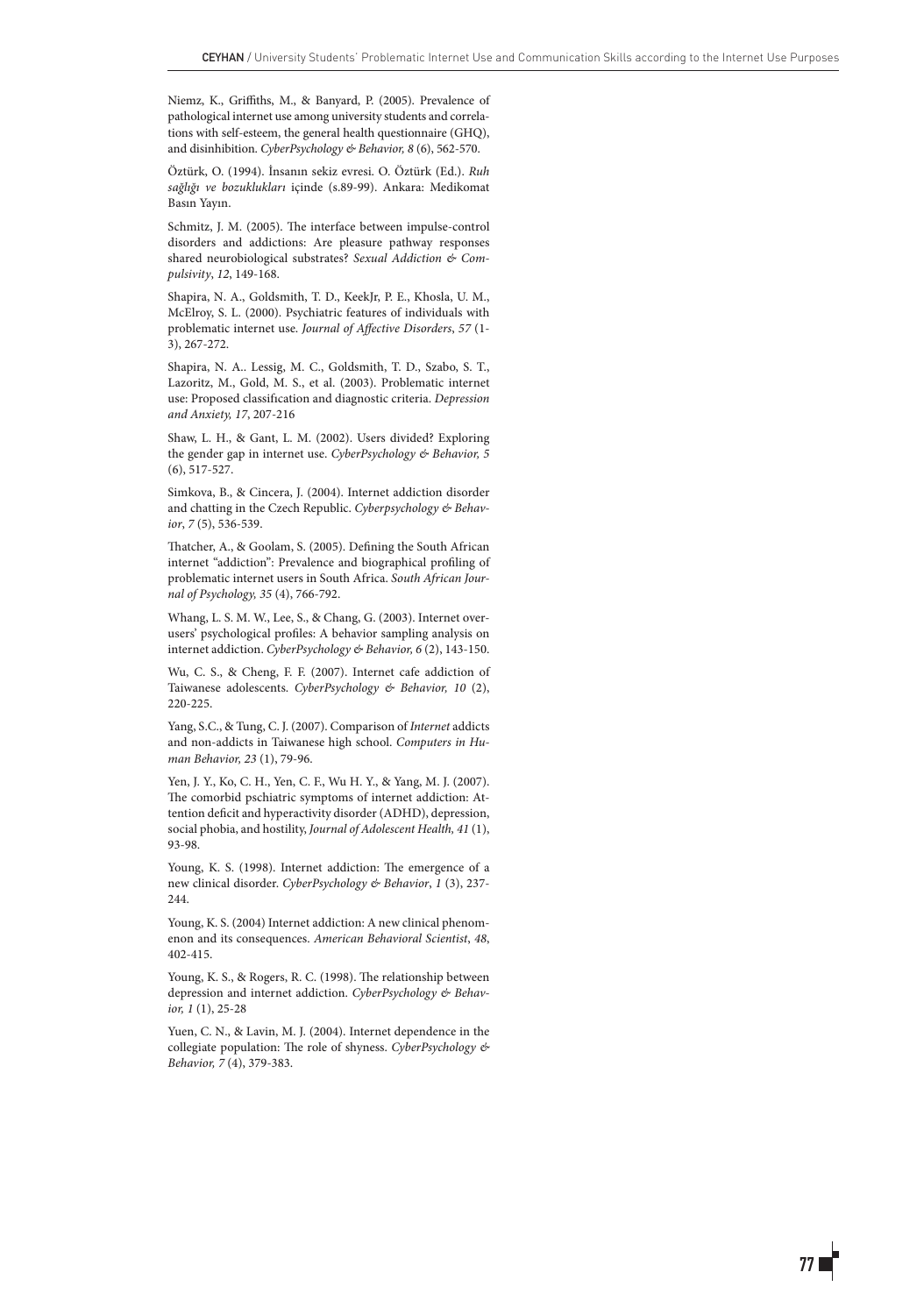Niemz, K., Griffiths, M., & Banyard, P. (2005). Prevalence of pathological internet use among university students and correlations with self-esteem, the general health questionnaire (GHQ), and disinhibition. *CyberPsychology & Behavior, 8* (6), 562-570.

Öztürk, O. (1994). İnsanın sekiz evresi. O. Öztürk (Ed.). *Ruh sağlığı ve bozuklukları* içinde (s.89-99). Ankara: Medikomat Basın Yayın.

Schmitz, J. M. (2005). The interface between impulse-control disorders and addictions: Are pleasure pathway responses shared neurobiological substrates? *Sexual Addiction & Compulsivity*, *12*, 149-168.

Shapira, N. A., Goldsmith, T. D., KeekJr, P. E., Khosla, U. M., McElroy, S. L. (2000). Psychiatric features of individuals with problematic internet use. *Journal of Affective Disorders*, *57* (1-3), 267-272.

Shapira, N. A.. Lessig, M. C., Goldsmith, T. D., Szabo, S. T., Lazoritz, M., Gold, M. S., et al. (2003). Problematic internet use: Proposed classification and diagnostic criteria. *Depression and Anxiety, 17*, 207-216

Shaw, L. H., & Gant, L. M. (2002). Users divided? Exploring the gender gap in internet use. *CyberPsychology & Behavior, 5* (6), 517-527.

Simkova, B., & Cincera, J. (2004). Internet addiction disorder and chatting in the Czech Republic. *Cyberpsychology & Behavior*, *7* (5), 536-539.

Thatcher, A., & Goolam, S. (2005). Defining the South African internet "addiction": Prevalence and biographical profiling of problematic internet users in South Africa. *South African Journal of Psychology, 35* (4), 766-792.

Whang, L. S. M. W., Lee, S., & Chang, G. (2003). Internet overusers' psychological profiles: A behavior sampling analysis on internet addiction. *CyberPsychology & Behavior, 6* (2), 143-150.

Wu, C. S., & Cheng, F. F. (2007). Internet cafe addiction of Taiwanese adolescents. *CyberPsychology & Behavior, 10* (2), 220-225.

Yang, S.C., & Tung, C. J. (2007). Comparison of *Internet* addicts and non-addicts in Taiwanese high school. *Computers in Human Behavior, 23* (1), 79-96.

Yen, J. Y., Ko, C. H., Yen, C. F., Wu H. Y., & Yang, M. J. (2007). The comorbid pschiatric symptoms of internet addiction: Attention deficit and hyperactivity disorder (ADHD), depression, social phobia, and hostility, *Journal of Adolescent Health, 41* (1), 93-98.

Young, K. S. (1998). Internet addiction: The emergence of a new clinical disorder. *CyberPsychology & Behavior*, *1* (3), 237-244.

Young, K. S. (2004) Internet addiction: A new clinical phenomenon and its consequences. *American Behavioral Scientist*, *48*, 402-415.

Young, K. S., & Rogers, R. C. (1998). The relationship between depression and internet addiction. *CyberPsychology & Behavior, 1* (1), 25-28

Yuen, C. N., & Lavin, M. J. (2004). Internet dependence in the collegiate population: The role of shyness. *CyberPsychology & Behavior, 7* (4), 379-383.